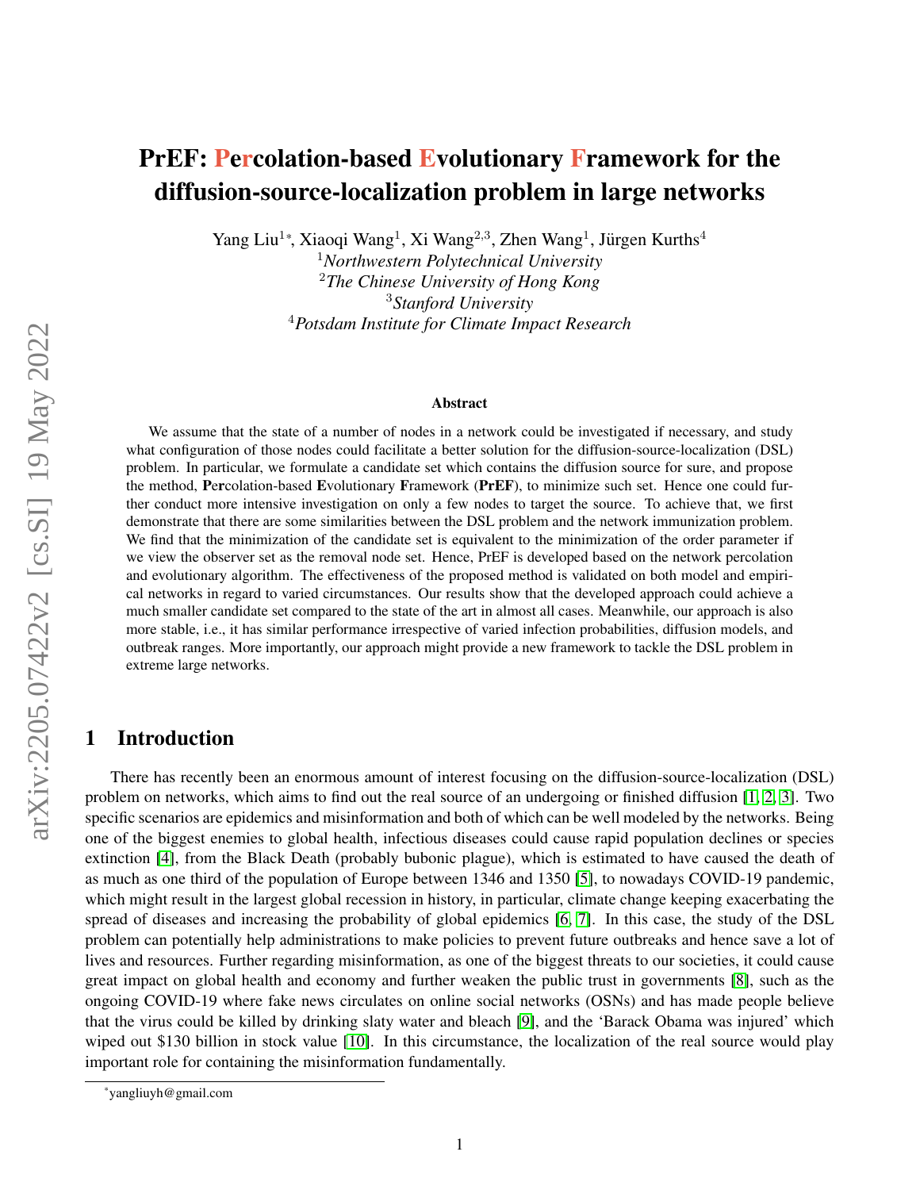# PrEF: Percolation-based Evolutionary Framework for the diffusion-source-localization problem in large networks

Yang Liu[1*], Xiaoqi Wang[1], Xi Wang[2,3], Zhen Wang[1], Jürgen Kurths[4]

[1]*Northwestern Polytechnical University*
[2]*The Chinese University of Hong Kong*
[3]*Stanford University*
[4]*Potsdam Institute for Climate Impact Research*

### Abstract

We assume that the state of a number of nodes in a network could be investigated if necessary, and study what configuration of those nodes could facilitate a better solution for the diffusion-source-localization (DSL) problem. In particular, we formulate a candidate set which contains the diffusion source for sure, and propose the method, **P**e**r**colation-based **E**volutionary **F**ramework (**PrEF**), to minimize such set. Hence one could further conduct more intensive investigation on only a few nodes to target the source. To achieve that, we first demonstrate that there are some similarities between the DSL problem and the network immunization problem. We find that the minimization of the candidate set is equivalent to the minimization of the order parameter if we view the observer set as the removal node set. Hence, PrEF is developed based on the network percolation and evolutionary algorithm. The effectiveness of the proposed method is validated on both model and empirical networks in regard to varied circumstances. Our results show that the developed approach could achieve a much smaller candidate set compared to the state of the art in almost all cases. Meanwhile, our approach is also more stable, i.e., it has similar performance irrespective of varied infection probabilities, diffusion models, and outbreak ranges. More importantly, our approach might provide a new framework to tackle the DSL problem in extreme large networks.

## 1 Introduction

There has recently been an enormous amount of interest focusing on the diffusion-source-localization (DSL) problem on networks, which aims to find out the real source of an undergoing or finished diffusion [1, 2, 3]. Two specific scenarios are epidemics and misinformation and both of which can be well modeled by the networks. Being one of the biggest enemies to global health, infectious diseases could cause rapid population declines or species extinction [4], from the Black Death (probably bubonic plague), which is estimated to have caused the death of as much as one third of the population of Europe between 1346 and 1350 [5], to nowadays COVID-19 pandemic, which might result in the largest global recession in history, in particular, climate change keeping exacerbating the spread of diseases and increasing the probability of global epidemics [6, 7]. In this case, the study of the DSL problem can potentially help administrations to make policies to prevent future outbreaks and hence save a lot of lives and resources. Further regarding misinformation, as one of the biggest threats to our societies, it could cause great impact on global health and economy and further weaken the public trust in governments [8], such as the ongoing COVID-19 where fake news circulates on online social networks (OSNs) and has made people believe that the virus could be killed by drinking slaty water and bleach [9], and the 'Barack Obama was injured' which wiped out $130 billion in stock value [10]. In this circumstance, the localization of the real source would play important role for containing the misinformation fundamentally.

*yangliuyh@gmail.com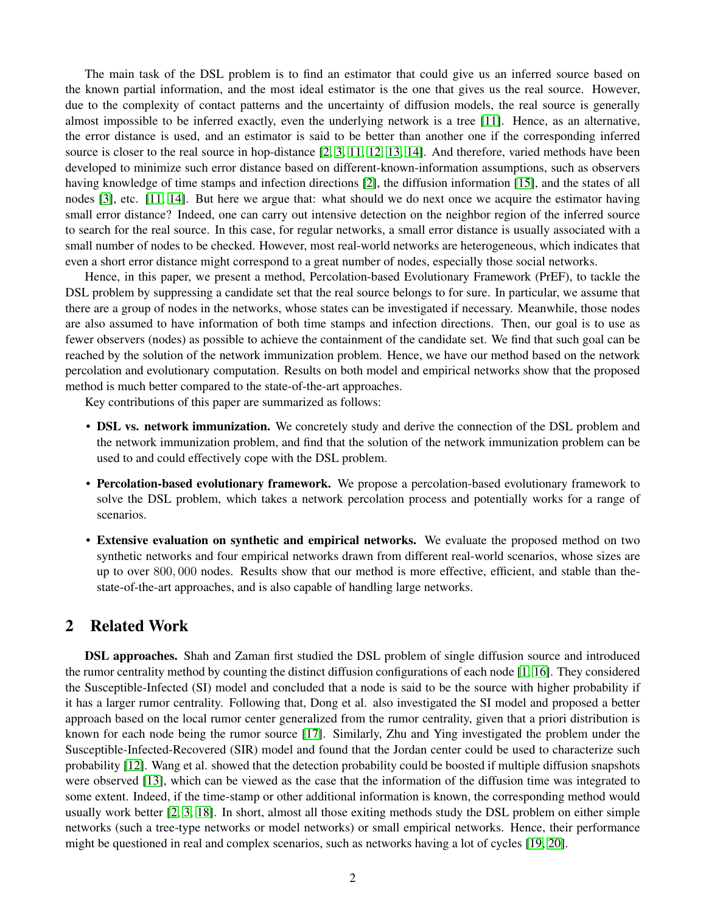The main task of the DSL problem is to find an estimator that could give us an inferred source based on the known partial information, and the most ideal estimator is the one that gives us the real source. However, due to the complexity of contact patterns and the uncertainty of diffusion models, the real source is generally almost impossible to be inferred exactly, even the underlying network is a tree [11]. Hence, as an alternative, the error distance is used, and an estimator is said to be better than another one if the corresponding inferred source is closer to the real source in hop-distance [2, 3, 11, 12, 13, 14]. And therefore, varied methods have been developed to minimize such error distance based on different-known-information assumptions, such as observers having knowledge of time stamps and infection directions [2], the diffusion information [15], and the states of all nodes [3], etc. [11, 14]. But here we argue that: what should we do next once we acquire the estimator having small error distance? Indeed, one can carry out intensive detection on the neighbor region of the inferred source to search for the real source. In this case, for regular networks, a small error distance is usually associated with a small number of nodes to be checked. However, most real-world networks are heterogeneous, which indicates that even a short error distance might correspond to a great number of nodes, especially those social networks.

Hence, in this paper, we present a method, Percolation-based Evolutionary Framework (PrEF), to tackle the DSL problem by suppressing a candidate set that the real source belongs to for sure. In particular, we assume that there are a group of nodes in the networks, whose states can be investigated if necessary. Meanwhile, those nodes are also assumed to have information of both time stamps and infection directions. Then, our goal is to use as fewer observers (nodes) as possible to achieve the containment of the candidate set. We find that such goal can be reached by the solution of the network immunization problem. Hence, we have our method based on the network percolation and evolutionary computation. Results on both model and empirical networks show that the proposed method is much better compared to the state-of-the-art approaches.

Key contributions of this paper are summarized as follows:

- **DSL vs. network immunization.** We concretely study and derive the connection of the DSL problem and the network immunization problem, and find that the solution of the network immunization problem can be used to and could effectively cope with the DSL problem.
- **Percolation-based evolutionary framework.** We propose a percolation-based evolutionary framework to solve the DSL problem, which takes a network percolation process and potentially works for a range of scenarios.
- **Extensive evaluation on synthetic and empirical networks.** We evaluate the proposed method on two synthetic networks and four empirical networks drawn from different real-world scenarios, whose sizes are up to over $800,000$ nodes. Results show that our method is more effective, efficient, and stable than the-state-of-the-art approaches, and is also capable of handling large networks.

## 2 Related Work

**DSL approaches.** Shah and Zaman first studied the DSL problem of single diffusion source and introduced the rumor centrality method by counting the distinct diffusion configurations of each node [1, 16]. They considered the Susceptible-Infected (SI) model and concluded that a node is said to be the source with higher probability if it has a larger rumor centrality. Following that, Dong et al. also investigated the SI model and proposed a better approach based on the local rumor center generalized from the rumor centrality, given that a priori distribution is known for each node being the rumor source [17]. Similarly, Zhu and Ying investigated the problem under the Susceptible-Infected-Recovered (SIR) model and found that the Jordan center could be used to characterize such probability [12]. Wang et al. showed that the detection probability could be boosted if multiple diffusion snapshots were observed [13], which can be viewed as the case that the information of the diffusion time was integrated to some extent. Indeed, if the time-stamp or other additional information is known, the corresponding method would usually work better [2, 3, 18]. In short, almost all those exiting methods study the DSL problem on either simple networks (such a tree-type networks or model networks) or small empirical networks. Hence, their performance might be questioned in real and complex scenarios, such as networks having a lot of cycles [19, 20].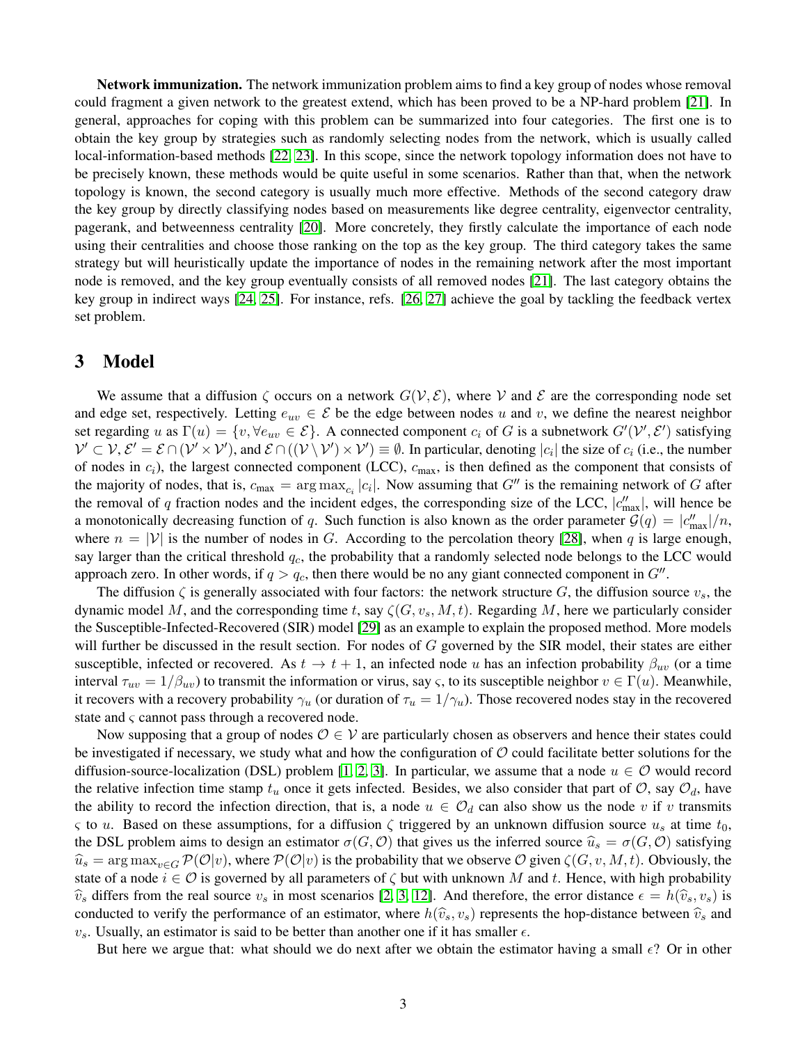**Network immunization.** The network immunization problem aims to find a key group of nodes whose removal could fragment a given network to the greatest extend, which has been proved to be a NP-hard problem [21]. In general, approaches for coping with this problem can be summarized into four categories. The first one is to obtain the key group by strategies such as randomly selecting nodes from the network, which is usually called local-information-based methods [22, 23]. In this scope, since the network topology information does not have to be precisely known, these methods would be quite useful in some scenarios. Rather than that, when the network topology is known, the second category is usually much more effective. Methods of the second category draw the key group by directly classifying nodes based on measurements like degree centrality, eigenvector centrality, pagerank, and betweenness centrality [20]. More concretely, they firstly calculate the importance of each node using their centralities and choose those ranking on the top as the key group. The third category takes the same strategy but will heuristically update the importance of nodes in the remaining network after the most important node is removed, and the key group eventually consists of all removed nodes [21]. The last category obtains the key group in indirect ways [24, 25]. For instance, refs. [26, 27] achieve the goal by tackling the feedback vertex set problem.

## 3 Model

We assume that a diffusion $\zeta$ occurs on a network $G(\mathcal{V}, \mathcal{E})$, where $\mathcal{V}$ and $\mathcal{E}$ are the corresponding node set and edge set, respectively. Letting $e_{uv} \in \mathcal{E}$ be the edge between nodes $u$ and $v$, we define the nearest neighbor set regarding $u$ as $\Gamma(u) = \{v, \forall e_{uv} \in \mathcal{E}\}$. A connected component $c_i$ of $G$ is a subnetwork $G'(\mathcal{V}', \mathcal{E}')$ satisfying $\mathcal{V}' \subset \mathcal{V}$, $\mathcal{E}' = \mathcal{E} \cap (\mathcal{V}' \times \mathcal{V}')$, and $\mathcal{E} \cap ((\mathcal{V} \setminus \mathcal{V}') \times \mathcal{V}') \equiv \emptyset$. In particular, denoting $|c_i|$ the size of $c_i$ (i.e., the number of nodes in $c_i$), the largest connected component (LCC), $c_{\max}$, is then defined as the component that consists of the majority of nodes, that is, $c_{\max} = \arg\max_{c_i} |c_i|$. Now assuming that $G''$ is the remaining network of $G$ after the removal of $q$ fraction nodes and the incident edges, the corresponding size of the LCC, $|c''_{\max}|$, will hence be a monotonically decreasing function of $q$. Such function is also known as the order parameter $\mathcal{G}(q) = |c''_{\max}|/n$, where $n = |\mathcal{V}|$ is the number of nodes in $G$. According to the percolation theory [28], when $q$ is large enough, say larger than the critical threshold $q_c$, the probability that a randomly selected node belongs to the LCC would approach zero. In other words, if $q > q_c$, then there would be no any giant connected component in $G''$.

The diffusion $\zeta$ is generally associated with four factors: the network structure $G$, the diffusion source $v_s$, the dynamic model $M$, and the corresponding time $t$, say $\zeta(G, v_s, M, t)$. Regarding $M$, here we particularly consider the Susceptible-Infected-Recovered (SIR) model [29] as an example to explain the proposed method. More models will further be discussed in the result section. For nodes of $G$ governed by the SIR model, their states are either susceptible, infected or recovered. As $t \to t+1$, an infected node $u$ has an infection probability $\beta_{uv}$ (or a time interval $\tau_{uv} = 1/\beta_{uv}$) to transmit the information or virus, say $\varsigma$, to its susceptible neighbor $v \in \Gamma(u)$. Meanwhile, it recovers with a recovery probability $\gamma_u$ (or duration of $\tau_u = 1/\gamma_u$). Those recovered nodes stay in the recovered state and $\varsigma$ cannot pass through a recovered node.

Now supposing that a group of nodes $\mathcal{O} \in \mathcal{V}$ are particularly chosen as observers and hence their states could be investigated if necessary, we study what and how the configuration of $\mathcal{O}$ could facilitate better solutions for the diffusion-source-localization (DSL) problem [1, 2, 3]. In particular, we assume that a node $u \in \mathcal{O}$ would record the relative infection time stamp $t_u$ once it gets infected. Besides, we also consider that part of $\mathcal{O}$, say $\mathcal{O}_d$, have the ability to record the infection direction, that is, a node $u \in \mathcal{O}_d$ can also show us the node $v$ if $v$ transmits $\varsigma$ to $u$. Based on these assumptions, for a diffusion $\zeta$ triggered by an unknown diffusion source $u_s$ at time $t_0$, the DSL problem aims to design an estimator $\sigma(G, \mathcal{O})$ that gives us the inferred source $\widehat{u}_s = \sigma(G, \mathcal{O})$ satisfying $\widehat{u}_s = \arg\max_{v \in G} \mathcal{P}(\mathcal{O}|v)$, where $\mathcal{P}(\mathcal{O}|v)$ is the probability that we observe $\mathcal{O}$ given $\zeta(G, v, M, t)$. Obviously, the state of a node $i \in \mathcal{O}$ is governed by all parameters of $\zeta$ but with unknown $M$ and $t$. Hence, with high probability $\widehat{v}_s$ differs from the real source $v_s$ in most scenarios [2, 3, 12]. And therefore, the error distance $\epsilon = h(\widehat{v}_s, v_s)$ is conducted to verify the performance of an estimator, where $h(\widehat{v}_s, v_s)$ represents the hop-distance between $\widehat{v}_s$ and $v_s$. Usually, an estimator is said to be better than another one if it has smaller $\epsilon$.

But here we argue that: what should we do next after we obtain the estimator having a small $\epsilon$? Or in other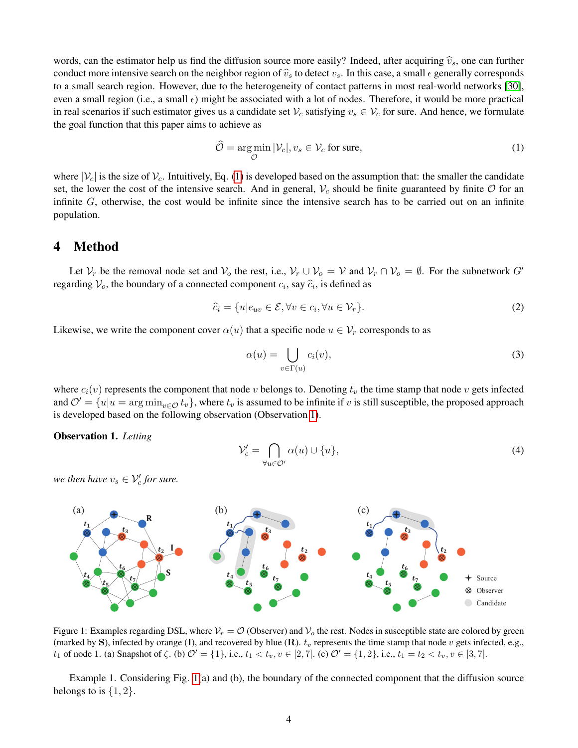words, can the estimator help us find the diffusion source more easily? Indeed, after acquiring $\widehat{v}_s$, one can further conduct more intensive search on the neighbor region of $\widehat{v}_s$ to detect $v_s$. In this case, a small $\epsilon$ generally corresponds to a small search region. However, due to the heterogeneity of contact patterns in most real-world networks [30], even a small region (i.e., a small $\epsilon$) might be associated with a lot of nodes. Therefore, it would be more practical in real scenarios if such estimator gives us a candidate set $\mathcal{V}_c$ satisfying $v_s \in \mathcal{V}_c$ for sure. And hence, we formulate the goal function that this paper aims to achieve as

$$\widehat{\mathcal{O}} = \arg\min_{\mathcal{O}} |\mathcal{V}_c|, v_s \in \mathcal{V}_c \text{ for sure}, \tag{1}$$

where $|\mathcal{V}_c|$ is the size of $\mathcal{V}_c$. Intuitively, Eq. (1) is developed based on the assumption that: the smaller the candidate set, the lower the cost of the intensive search. And in general, $\mathcal{V}_c$ should be finite guaranteed by finite $\mathcal{O}$ for an infinite $G$, otherwise, the cost would be infinite since the intensive search has to be carried out on an infinite population.

# 4 Method

Let $\mathcal{V}_r$ be the removal node set and $\mathcal{V}_o$ the rest, i.e., $\mathcal{V}_r \cup \mathcal{V}_o = \mathcal{V}$ and $\mathcal{V}_r \cap \mathcal{V}_o = \emptyset$. For the subnetwork $G'$ regarding $\mathcal{V}_o$, the boundary of a connected component $c_i$, say $\widehat{c}_i$, is defined as

$$\widehat{c}_i = \{u | e_{uv} \in \mathcal{E}, \forall v \in c_i, \forall u \in \mathcal{V}_r\}. \tag{2}$$

Likewise, we write the component cover $\alpha(u)$ that a specific node $u \in \mathcal{V}_r$ corresponds to as

$$\alpha(u) = \bigcup_{v \in \Gamma(u)} c_i(v), \tag{3}$$

where $c_i(v)$ represents the component that node $v$ belongs to. Denoting $t_v$ the time stamp that node $v$ gets infected and $\mathcal{O}' = \{u | u = \arg\min_{v \in \mathcal{O}} t_v\}$, where $t_v$ is assumed to be infinite if $v$ is still susceptible, the proposed approach is developed based on the following observation (Observation 1).

**Observation 1.** *Letting*

$$\mathcal{V}_c' = \bigcap_{\forall u \in \mathcal{O}'} \alpha(u) \cup \{u\}, \tag{4}$$

*we then have $v_s \in \mathcal{V}_c'$ for sure.*

Figure 1: Examples regarding DSL, where $\mathcal{V}_r = \mathcal{O}$ (Observer) and $\mathcal{V}_o$ the rest. Nodes in susceptible state are colored by green (marked by **S**), infected by orange (**I**), and recovered by blue (**R**). $t_v$ represents the time stamp that node $v$ gets infected, e.g., $t_1$ of node 1. (a) Snapshot of $\zeta$. (b) $\mathcal{O}' = \{1\}$, i.e., $t_1 < t_v, v \in [2, 7]$. (c) $\mathcal{O}' = \{1, 2\}$, i.e., $t_1 = t_2 < t_v, v \in [3, 7]$.

Example 1. Considering Fig. 1(a) and (b), the boundary of the connected component that the diffusion source belongs to is $\{1, 2\}$.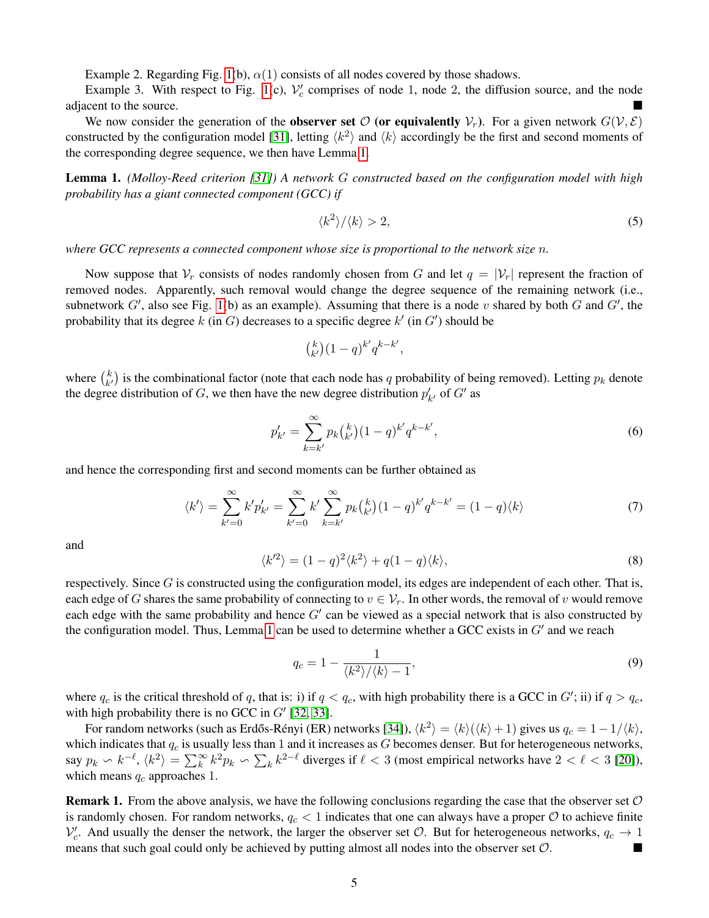Example 2. Regarding Fig. 1(b), $\alpha(1)$ consists of all nodes covered by those shadows.

Example 3. With respect to Fig. 1(c), $\mathcal{V}'_c$ comprises of node 1, node 2, the diffusion source, and the node adjacent to the source. ■

We now consider the generation of the **observer set** $\mathcal{O}$ **(or equivalently** $\mathcal{V}_r$**)**. For a given network $G(\mathcal{V}, \mathcal{E})$ constructed by the configuration model [31], letting $\langle k^2 \rangle$ and $\langle k \rangle$ accordingly be the first and second moments of the corresponding degree sequence, we then have Lemma 1.

**Lemma 1.** *(Molloy-Reed criterion [31]) A network $G$ constructed based on the configuration model with high probability has a giant connected component (GCC) if*

$$\langle k^2 \rangle / \langle k \rangle > 2, \tag{5}$$

*where GCC represents a connected component whose size is proportional to the network size $n$.*

Now suppose that $\mathcal{V}_r$ consists of nodes randomly chosen from $G$ and let $q = |\mathcal{V}_r|$ represent the fraction of removed nodes. Apparently, such removal would change the degree sequence of the remaining network (i.e., subnetwork $G'$, also see Fig. 1(b) as an example). Assuming that there is a node $v$ shared by both $G$ and $G'$, the probability that its degree $k$ (in $G$) decreases to a specific degree $k'$ (in $G'$) should be

$$\tbinom{k}{k'}(1-q)^{k'} q^{k-k'},$$

where $\binom{k}{k'}$ is the combinational factor (note that each node has $q$ probability of being removed). Letting $p_k$ denote the degree distribution of $G$, we then have the new degree distribution $p'_{k'}$ of $G'$ as

$$p'_{k'} = \sum_{k=k'}^{\infty} p_k \tbinom{k}{k'}(1-q)^{k'} q^{k-k'}, \tag{6}$$

and hence the corresponding first and second moments can be further obtained as

$$\langle k' \rangle = \sum_{k'=0}^{\infty} k' p'_{k'} = \sum_{k'=0}^{\infty} k' \sum_{k=k'}^{\infty} p_k \tbinom{k}{k'}(1-q)^{k'} q^{k-k'} = (1-q)\langle k \rangle \tag{7}$$

and

$$\langle k'^2 \rangle = (1-q)^2 \langle k^2 \rangle + q(1-q)\langle k \rangle, \tag{8}$$

respectively. Since $G$ is constructed using the configuration model, its edges are independent of each other. That is, each edge of $G$ shares the same probability of connecting to $v \in \mathcal{V}_r$. In other words, the removal of $v$ would remove each edge with the same probability and hence $G'$ can be viewed as a special network that is also constructed by the configuration model. Thus, Lemma 1 can be used to determine whether a GCC exists in $G'$ and we reach

$$q_c = 1 - \frac{1}{\langle k^2 \rangle / \langle k \rangle - 1}, \tag{9}$$

where $q_c$ is the critical threshold of $q$, that is: i) if $q < q_c$, with high probability there is a GCC in $G'$; ii) if $q > q_c$, with high probability there is no GCC in $G'$ [32, 33].

For random networks (such as Erdős-Rényi (ER) networks [34]), $\langle k^2 \rangle = \langle k \rangle(\langle k \rangle + 1)$ gives us $q_c = 1 - 1/\langle k \rangle$, which indicates that $q_c$ is usually less than 1 and it increases as $G$ becomes denser. But for heterogeneous networks, say $p_k \backsim k^{-\ell}$, $\langle k^2 \rangle = \sum_k^{\infty} k^2 p_k \backsim \sum_k k^{2-\ell}$ diverges if $\ell < 3$ (most empirical networks have $2 < \ell < 3$ [20]), which means $q_c$ approaches 1.

**Remark 1.** From the above analysis, we have the following conclusions regarding the case that the observer set $\mathcal{O}$ is randomly chosen. For random networks, $q_c < 1$ indicates that one can always have a proper $\mathcal{O}$ to achieve finite $\mathcal{V}'_c$. And usually the denser the network, the larger the observer set $\mathcal{O}$. But for heterogeneous networks, $q_c \to 1$ means that such goal could only be achieved by putting almost all nodes into the observer set $\mathcal{O}$. ■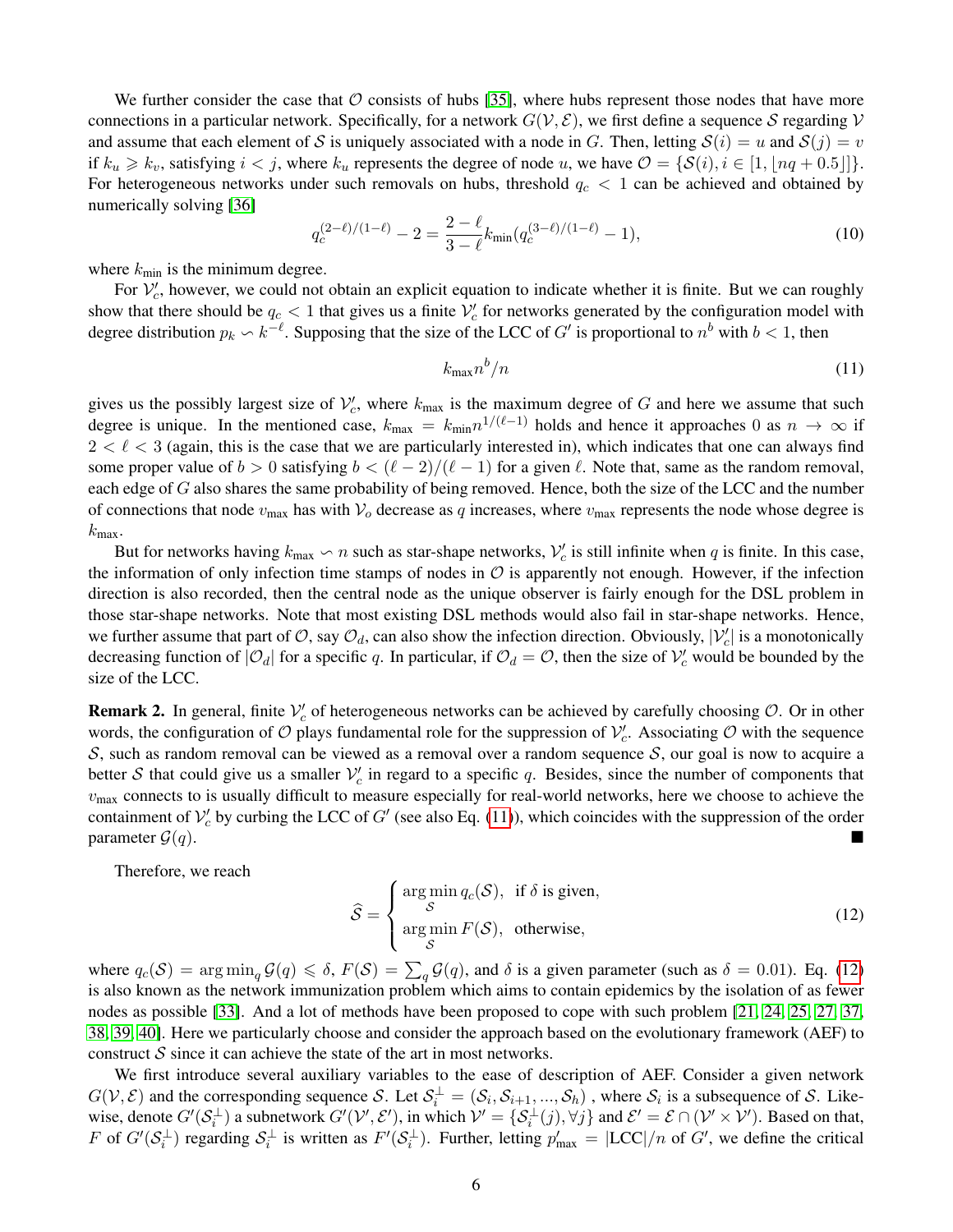We further consider the case that $\mathcal{O}$ consists of hubs [35], where hubs represent those nodes that have more connections in a particular network. Specifically, for a network $G(\mathcal{V}, \mathcal{E})$, we first define a sequence $\mathcal{S}$ regarding $\mathcal{V}$ and assume that each element of $\mathcal{S}$ is uniquely associated with a node in $G$. Then, letting $\mathcal{S}(i) = u$ and $\mathcal{S}(j) = v$ if $k_u \geqslant k_v$, satisfying $i < j$, where $k_u$ represents the degree of node $u$, we have $\mathcal{O} = \{\mathcal{S}(i), i \in [1, \lfloor nq + 0.5 \rfloor]\}$. For heterogeneous networks under such removals on hubs, threshold $q_c < 1$ can be achieved and obtained by numerically solving [36]

$$q_c^{(2-\ell)/(1-\ell)} - 2 = \frac{2-\ell}{3-\ell} k_{\min}(q_c^{(3-\ell)/(1-\ell)} - 1), \tag{10}$$

where $k_{\min}$ is the minimum degree.

For $\mathcal{V}_c'$, however, we could not obtain an explicit equation to indicate whether it is finite. But we can roughly show that there should be $q_c < 1$ that gives us a finite $\mathcal{V}_c'$ for networks generated by the configuration model with degree distribution $p_k \backsim k^{-\ell}$. Supposing that the size of the LCC of $G'$ is proportional to $n^b$ with $b < 1$, then

$$k_{\max} n^b / n \tag{11}$$

gives us the possibly largest size of $\mathcal{V}_c'$, where $k_{\max}$ is the maximum degree of $G$ and here we assume that such degree is unique. In the mentioned case, $k_{\max} = k_{\min} n^{1/(\ell-1)}$ holds and hence it approaches 0 as $n \to \infty$ if $2 < \ell < 3$ (again, this is the case that we are particularly interested in), which indicates that one can always find some proper value of $b > 0$ satisfying $b < (\ell - 2)/(\ell - 1)$ for a given $\ell$. Note that, same as the random removal, each edge of $G$ also shares the same probability of being removed. Hence, both the size of the LCC and the number of connections that node $v_{\max}$ has with $\mathcal{V}_o$ decrease as $q$ increases, where $v_{\max}$ represents the node whose degree is $k_{\max}$.

But for networks having $k_{\max} \backsim n$ such as star-shape networks, $\mathcal{V}_c'$ is still infinite when $q$ is finite. In this case, the information of only infection time stamps of nodes in $\mathcal{O}$ is apparently not enough. However, if the infection direction is also recorded, then the central node as the unique observer is fairly enough for the DSL problem in those star-shape networks. Note that most existing DSL methods would also fail in star-shape networks. Hence, we further assume that part of $\mathcal{O}$, say $\mathcal{O}_d$, can also show the infection direction. Obviously, $|\mathcal{V}_c'|$ is a monotonically decreasing function of $|\mathcal{O}_d|$ for a specific $q$. In particular, if $\mathcal{O}_d = \mathcal{O}$, then the size of $\mathcal{V}_c'$ would be bounded by the size of the LCC.

**Remark 2.** In general, finite $\mathcal{V}_c'$ of heterogeneous networks can be achieved by carefully choosing $\mathcal{O}$. Or in other words, the configuration of $\mathcal{O}$ plays fundamental role for the suppression of $\mathcal{V}_c'$. Associating $\mathcal{O}$ with the sequence $\mathcal{S}$, such as random removal can be viewed as a removal over a random sequence $\mathcal{S}$, our goal is now to acquire a better $\mathcal{S}$ that could give us a smaller $\mathcal{V}_c'$ in regard to a specific $q$. Besides, since the number of components that $v_{\max}$ connects to is usually difficult to measure especially for real-world networks, here we choose to achieve the containment of $\mathcal{V}_c'$ by curbing the LCC of $G'$ (see also Eq. (11)), which coincides with the suppression of the order parameter $\mathcal{G}(q)$. ■

Therefore, we reach

$$\widehat{\mathcal{S}} = \begin{cases} \arg\min\limits_{\mathcal{S}} q_c(\mathcal{S}), & \text{if } \delta \text{ is given,} \\ \arg\min\limits_{\mathcal{S}} F(\mathcal{S}), & \text{otherwise,} \end{cases} \tag{12}$$

where $q_c(\mathcal{S}) = \arg\min_q \mathcal{G}(q) \leqslant \delta$, $F(\mathcal{S}) = \sum_q \mathcal{G}(q)$, and $\delta$ is a given parameter (such as $\delta = 0.01$). Eq. (12) is also known as the network immunization problem which aims to contain epidemics by the isolation of as fewer nodes as possible [33]. And a lot of methods have been proposed to cope with such problem [21, 24, 25, 27, 37, 38, 39, 40]. Here we particularly choose and consider the approach based on the evolutionary framework (AEF) to construct $\mathcal{S}$ since it can achieve the state of the art in most networks.

We first introduce several auxiliary variables to the ease of description of AEF. Consider a given network $G(\mathcal{V}, \mathcal{E})$ and the corresponding sequence $\mathcal{S}$. Let $\mathcal{S}_i^{\perp} = (\mathcal{S}_i, \mathcal{S}_{i+1}, ..., \mathcal{S}_h)$ , where $\mathcal{S}_i$ is a subsequence of $\mathcal{S}$. Likewise, denote $G'(\mathcal{S}_i^{\perp})$ a subnetwork $G'(\mathcal{V}', \mathcal{E}')$, in which $\mathcal{V}' = \{\mathcal{S}_i^{\perp}(j), \forall j\}$ and $\mathcal{E}' = \mathcal{E} \cap (\mathcal{V}' \times \mathcal{V}')$. Based on that, $F$ of $G'(\mathcal{S}_i^{\perp})$ regarding $\mathcal{S}_i^{\perp}$ is written as $F'(\mathcal{S}_i^{\perp})$. Further, letting $p'_{\max} = |\text{LCC}|/n$ of $G'$, we define the critical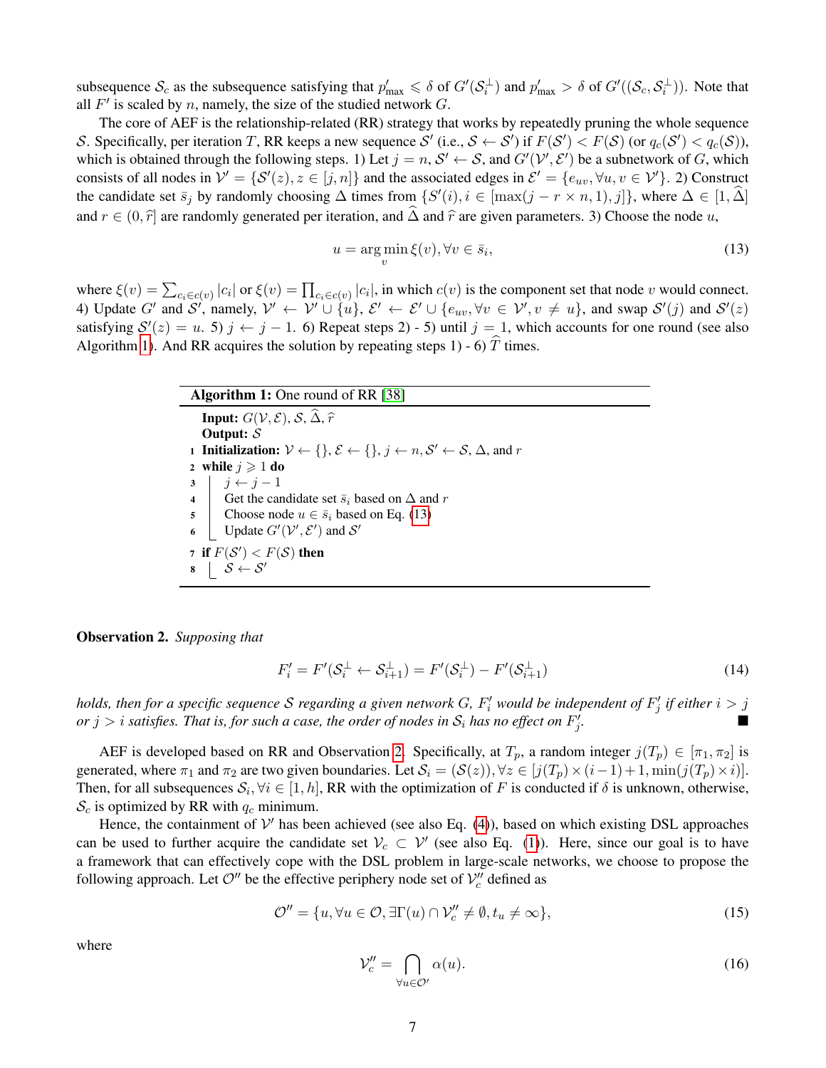subsequence $\mathcal{S}_c$ as the subsequence satisfying that $p'_{\max} \leqslant \delta$ of $G'(\mathcal{S}_i^{\perp})$ and $p'_{\max} > \delta$ of $G'((\mathcal{S}_c, \mathcal{S}_i^{\perp}))$. Note that all $F'$ is scaled by $n$, namely, the size of the studied network $G$.

The core of AEF is the relationship-related (RR) strategy that works by repeatedly pruning the whole sequence $\mathcal{S}$. Specifically, per iteration $T$, RR keeps a new sequence $\mathcal{S}'$ (i.e., $\mathcal{S} \leftarrow \mathcal{S}'$) if $F(\mathcal{S}') < F(\mathcal{S})$ (or $q_c(\mathcal{S}') < q_c(\mathcal{S})$), which is obtained through the following steps. 1) Let $j = n$, $\mathcal{S}' \leftarrow \mathcal{S}$, and $G'(\mathcal{V}', \mathcal{E}')$ be a subnetwork of $G$, which consists of all nodes in $\mathcal{V}' = \{\mathcal{S}'(z), z \in [j, n]\}$ and the associated edges in $\mathcal{E}' = \{e_{uv}, \forall u, v \in \mathcal{V}'\}$. 2) Construct the candidate set $\bar{s}_j$ by randomly choosing $\Delta$ times from $\{S'(i), i \in [\max(j - r \times n, 1), j]\}$, where $\Delta \in [1, \widehat{\Delta}]$ and $r \in (0, \widehat{r}]$ are randomly generated per iteration, and $\widehat{\Delta}$ and $\widehat{r}$ are given parameters. 3) Choose the node $u$,

$$u = \arg\min_{v} \xi(v), \forall v \in \bar{s}_i, \tag{13}$$

where $\xi(v) = \sum_{c_i \in c(v)} |c_i|$ or $\xi(v) = \prod_{c_i \in c(v)} |c_i|$, in which $c(v)$ is the component set that node $v$ would connect. 4) Update $G'$ and $\mathcal{S}'$, namely, $\mathcal{V}' \leftarrow \mathcal{V}' \cup \{u\}$, $\mathcal{E}' \leftarrow \mathcal{E}' \cup \{e_{uv}, \forall v \in \mathcal{V}', v \neq u\}$, and swap $\mathcal{S}'(j)$ and $\mathcal{S}'(z)$ satisfying $\mathcal{S}'(z) = u$. 5) $j \leftarrow j - 1$. 6) Repeat steps 2) - 5) until $j = 1$, which accounts for one round (see also Algorithm 1). And RR acquires the solution by repeating steps 1) - 6) $\widehat{T}$ times.

```
Algorithm 1: One round of RR [38]
   Input: G(V, E), S, Δ̂, r̂
   Output: S
1  Initialization: V ← {}, E ← {}, j ← n, S' ← S, Δ, and r
2  while j ⩾ 1 do
3      j ← j − 1
4      Get the candidate set s̄_i based on Δ and r
5      Choose node u ∈ s̄_i based on Eq. (13)
6      Update G'(V', E') and S'
7  if F(S') < F(S) then
8      S ← S'
```

**Observation 2.** *Supposing that*

$$F'_i = F'(\mathcal{S}_i^{\perp} \leftarrow \mathcal{S}_{i+1}^{\perp}) = F'(\mathcal{S}_i^{\perp}) - F'(\mathcal{S}_{i+1}^{\perp}) \tag{14}$$

*holds, then for a specific sequence $\mathcal{S}$ regarding a given network $G$, $F'_i$ would be independent of $F'_j$ if either $i > j$ or $j > i$ satisfies. That is, for such a case, the order of nodes in $\mathcal{S}_i$ has no effect on $F'_j$.* ■

AEF is developed based on RR and Observation 2. Specifically, at $T_p$, a random integer $j(T_p) \in [\pi_1, \pi_2]$ is generated, where $\pi_1$ and $\pi_2$ are two given boundaries. Let $\mathcal{S}_i = (\mathcal{S}(z)), \forall z \in [j(T_p) \times (i-1)+1, \min(j(T_p) \times i)]$. Then, for all subsequences $\mathcal{S}_i, \forall i \in [1, h]$, RR with the optimization of $F$ is conducted if $\delta$ is unknown, otherwise, $\mathcal{S}_c$ is optimized by RR with $q_c$ minimum.

Hence, the containment of $\mathcal{V}'$ has been achieved (see also Eq. (4)), based on which existing DSL approaches can be used to further acquire the candidate set $\mathcal{V}_c \subset \mathcal{V}'$ (see also Eq. (1)). Here, since our goal is to have a framework that can effectively cope with the DSL problem in large-scale networks, we choose to propose the following approach. Let $\mathcal{O}''$ be the effective periphery node set of $\mathcal{V}''_c$ defined as

$$\mathcal{O}'' = \{u, \forall u \in \mathcal{O}, \exists \Gamma(u) \cap \mathcal{V}''_c \neq \emptyset, t_u \neq \infty\}, \tag{15}$$

where

$$\mathcal{V}''_c = \bigcap_{\forall u \in \mathcal{O}'} \alpha(u). \tag{16}$$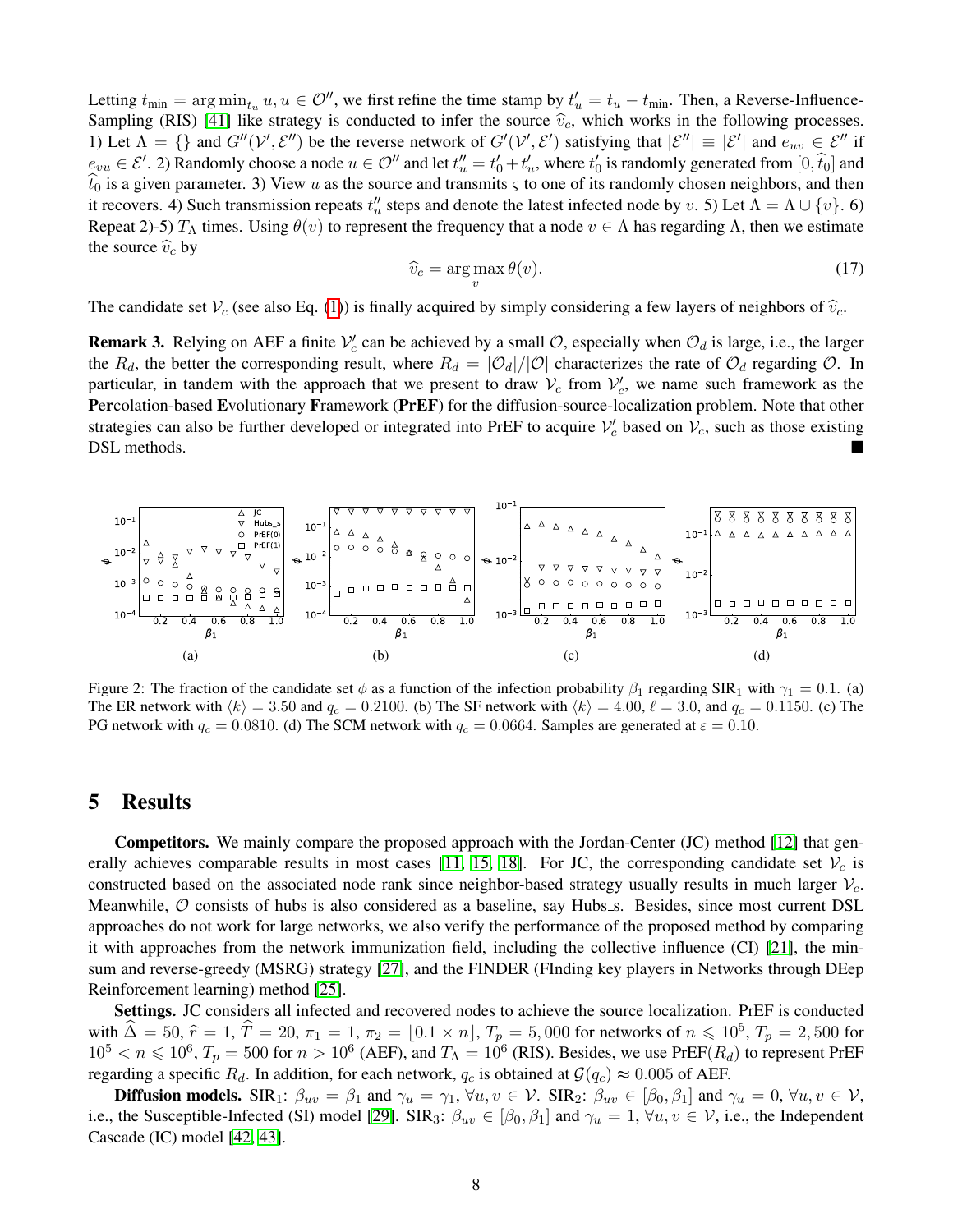Letting $t_{\min} = \arg\min_{t_u} u, u \in \mathcal{O}''$, we first refine the time stamp by $t'_u = t_u - t_{\min}$. Then, a Reverse-Influence-Sampling (RIS) [41] like strategy is conducted to infer the source $\widehat{v}_c$, which works in the following processes. 1) Let $\Lambda = \{\}$ and $G''(\mathcal{V}', \mathcal{E}'')$ be the reverse network of $G'(\mathcal{V}', \mathcal{E}')$ satisfying that $|\mathcal{E}''| \equiv |\mathcal{E}'|$ and $e_{uv} \in \mathcal{E}''$ if $e_{vu} \in \mathcal{E}'$. 2) Randomly choose a node $u \in \mathcal{O}''$ and let $t''_u = t'_0 + t'_u$, where $t'_0$ is randomly generated from $[0, \widehat{t}_0]$ and $\widehat{t}_0$ is a given parameter. 3) View $u$ as the source and transmits $\varsigma$ to one of its randomly chosen neighbors, and then it recovers. 4) Such transmission repeats $t''_u$ steps and denote the latest infected node by $v$. 5) Let $\Lambda = \Lambda \cup \{v\}$. 6) Repeat 2)-5) $T_\Lambda$ times. Using $\theta(v)$ to represent the frequency that a node $v \in \Lambda$ has regarding $\Lambda$, then we estimate the source $\widehat{v}_c$ by

$$\widehat{v}_c = \arg\max_v \theta(v). \tag{17}$$

The candidate set $\mathcal{V}_c$ (see also Eq. (1)) is finally acquired by simply considering a few layers of neighbors of $\widehat{v}_c$.

**Remark 3.** Relying on AEF a finite $\mathcal{V}'_c$ can be achieved by a small $\mathcal{O}$, especially when $\mathcal{O}_d$ is large, i.e., the larger the $R_d$, the better the corresponding result, where $R_d = |\mathcal{O}_d|/|\mathcal{O}|$ characterizes the rate of $\mathcal{O}_d$ regarding $\mathcal{O}$. In particular, in tandem with the approach that we present to draw $\mathcal{V}_c$ from $\mathcal{V}'_c$, we name such framework as the **P**e**r**colation-based **E**volutionary **F**ramework (**PrEF**) for the diffusion-source-localization problem. Note that other strategies can also be further developed or integrated into PrEF to acquire $\mathcal{V}'_c$ based on $\mathcal{V}_c$, such as those existing DSL methods. ■

Figure 2: The fraction of the candidate set $\phi$ as a function of the infection probability $\beta_1$ regarding SIR$_1$ with $\gamma_1 = 0.1$. (a) The ER network with $\langle k \rangle = 3.50$ and $q_c = 0.2100$. (b) The SF network with $\langle k \rangle = 4.00$, $\ell = 3.0$, and $q_c = 0.1150$. (c) The PG network with $q_c = 0.0810$. (d) The SCM network with $q_c = 0.0664$. Samples are generated at $\varepsilon = 0.10$.

## 5 Results

**Competitors.** We mainly compare the proposed approach with the Jordan-Center (JC) method [12] that generally achieves comparable results in most cases [11, 15, 18]. For JC, the corresponding candidate set $\mathcal{V}_c$ is constructed based on the associated node rank since neighbor-based strategy usually results in much larger $\mathcal{V}_c$. Meanwhile, $\mathcal{O}$ consists of hubs is also considered as a baseline, say Hubs_s. Besides, since most current DSL approaches do not work for large networks, we also verify the performance of the proposed method by comparing it with approaches from the network immunization field, including the collective influence (CI) [21], the min-sum and reverse-greedy (MSRG) strategy [27], and the FINDER (FInding key players in Networks through DEep Reinforcement learning) method [25].

**Settings.** JC considers all infected and recovered nodes to achieve the source localization. PrEF is conducted with $\widehat{\Delta} = 50$, $\widehat{r} = 1$, $\widehat{T} = 20$, $\pi_1 = 1$, $\pi_2 = \lfloor 0.1 \times n \rfloor$, $T_p = 5,000$ for networks of $n \leqslant 10^5$, $T_p = 2,500$ for $10^5 < n \leqslant 10^6$, $T_p = 500$ for $n > 10^6$ (AEF), and $T_\Lambda = 10^6$ (RIS). Besides, we use PrEF($R_d$) to represent PrEF regarding a specific $R_d$. In addition, for each network, $q_c$ is obtained at $\mathcal{G}(q_c) \approx 0.005$ of AEF.

**Diffusion models.** SIR$_1$: $\beta_{uv} = \beta_1$ and $\gamma_u = \gamma_1, \forall u, v \in \mathcal{V}$. SIR$_2$: $\beta_{uv} \in [\beta_0, \beta_1]$ and $\gamma_u = 0, \forall u, v \in \mathcal{V}$, i.e., the Susceptible-Infected (SI) model [29]. SIR$_3$: $\beta_{uv} \in [\beta_0, \beta_1]$ and $\gamma_u = 1, \forall u, v \in \mathcal{V}$, i.e., the Independent Cascade (IC) model [42, 43].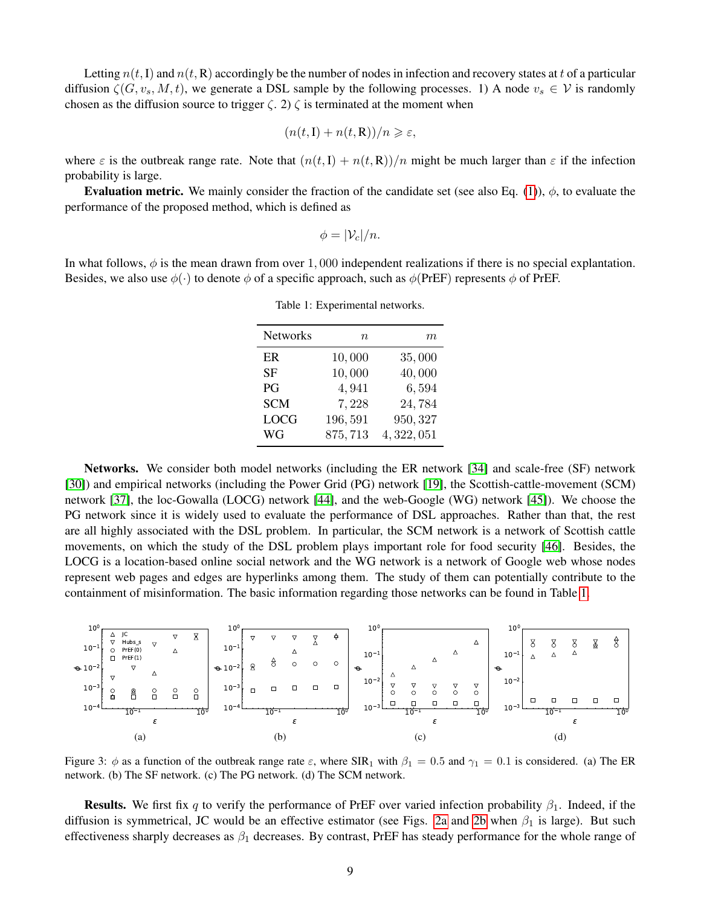Letting $n(t, \mathrm{I})$ and $n(t, \mathrm{R})$ accordingly be the number of nodes in infection and recovery states at $t$ of a particular diffusion $\zeta(G, v_s, M, t)$, we generate a DSL sample by the following processes. 1) A node $v_s \in \mathcal{V}$ is randomly chosen as the diffusion source to trigger $\zeta$. 2) $\zeta$ is terminated at the moment when

$$(n(t, \mathrm{I}) + n(t, \mathrm{R}))/n \geqslant \varepsilon,$$

where $\varepsilon$ is the outbreak range rate. Note that $(n(t, \mathrm{I}) + n(t, \mathrm{R}))/n$ might be much larger than $\varepsilon$ if the infection probability is large.

**Evaluation metric.** We mainly consider the fraction of the candidate set (see also Eq. (1)), $\phi$, to evaluate the performance of the proposed method, which is defined as

$$\phi = |\mathcal{V}_c|/n.$$

In what follows, $\phi$ is the mean drawn from over $1,000$ independent realizations if there is no special explantation. Besides, we also use $\phi(\cdot)$ to denote $\phi$ of a specific approach, such as $\phi$(PrEF) represents $\phi$ of PrEF.

Table 1: Experimental networks.

| Networks | $n$ | $m$ |
|---|---|---|
| ER | $10,000$ | $35,000$ |
| SF | $10,000$ | $40,000$ |
| PG | $4,941$ | $6,594$ |
| SCM | $7,228$ | $24,784$ |
| LOCG | $196,591$ | $950,327$ |
| WG | $875,713$ | $4,322,051$ |

**Networks.** We consider both model networks (including the ER network [34] and scale-free (SF) network [30]) and empirical networks (including the Power Grid (PG) network [19], the Scottish-cattle-movement (SCM) network [37], the loc-Gowalla (LOCG) network [44], and the web-Google (WG) network [45]). We choose the PG network since it is widely used to evaluate the performance of DSL approaches. Rather than that, the rest are all highly associated with the DSL problem. In particular, the SCM network is a network of Scottish cattle movements, on which the study of the DSL problem plays important role for food security [46]. Besides, the LOCG is a location-based online social network and the WG network is a network of Google web whose nodes represent web pages and edges are hyperlinks among them. The study of them can potentially contribute to the containment of misinformation. The basic information regarding those networks can be found in Table 1.

Figure 3: $\phi$ as a function of the outbreak range rate $\varepsilon$, where $\mathrm{SIR}_1$ with $\beta_1 = 0.5$ and $\gamma_1 = 0.1$ is considered. (a) The ER network. (b) The SF network. (c) The PG network. (d) The SCM network.

**Results.** We first fix $q$ to verify the performance of PrEF over varied infection probability $\beta_1$. Indeed, if the diffusion is symmetrical, JC would be an effective estimator (see Figs. 2a and 2b when $\beta_1$ is large). But such effectiveness sharply decreases as $\beta_1$ decreases. By contrast, PrEF has steady performance for the whole range of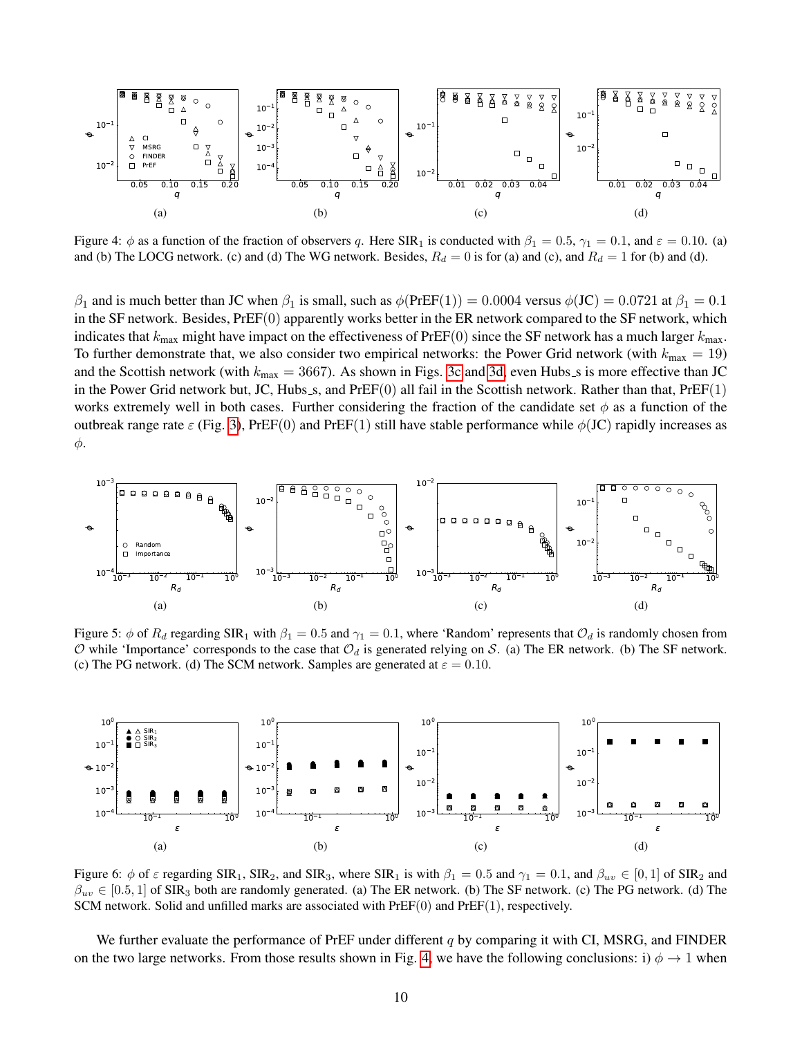Figure 4: $\phi$ as a function of the fraction of observers $q$. Here $\text{SIR}_1$ is conducted with $\beta_1 = 0.5$, $\gamma_1 = 0.1$, and $\varepsilon = 0.10$. (a) and (b) The LOCG network. (c) and (d) The WG network. Besides, $R_d = 0$ is for (a) and (c), and $R_d = 1$ for (b) and (d).

$\beta_1$ and is much better than JC when $\beta_1$ is small, such as $\phi(\text{PrEF}(1)) = 0.0004$ versus $\phi(\text{JC}) = 0.0721$ at $\beta_1 = 0.1$ in the SF network. Besides, PrEF(0) apparently works better in the ER network compared to the SF network, which indicates that $k_{\max}$ might have impact on the effectiveness of PrEF(0) since the SF network has a much larger $k_{\max}$. To further demonstrate that, we also consider two empirical networks: the Power Grid network (with $k_{\max} = 19$) and the Scottish network (with $k_{\max} = 3667$). As shown in Figs. 3c and 3d, even Hubs_s is more effective than JC in the Power Grid network but, JC, Hubs_s, and PrEF(0) all fail in the Scottish network. Rather than that, PrEF(1) works extremely well in both cases. Further considering the fraction of the candidate set $\phi$ as a function of the outbreak range rate $\varepsilon$ (Fig. 3), PrEF(0) and PrEF(1) still have stable performance while $\phi(\text{JC})$ rapidly increases as $\phi$.

Figure 5: $\phi$ of $R_d$ regarding $\text{SIR}_1$ with $\beta_1 = 0.5$ and $\gamma_1 = 0.1$, where 'Random' represents that $\mathcal{O}_d$ is randomly chosen from $\mathcal{O}$ while 'Importance' corresponds to the case that $\mathcal{O}_d$ is generated relying on $\mathcal{S}$. (a) The ER network. (b) The SF network. (c) The PG network. (d) The SCM network. Samples are generated at $\varepsilon = 0.10$.

Figure 6: $\phi$ of $\varepsilon$ regarding $\text{SIR}_1$, $\text{SIR}_2$, and $\text{SIR}_3$, where $\text{SIR}_1$ is with $\beta_1 = 0.5$ and $\gamma_1 = 0.1$, and $\beta_{uv} \in [0, 1]$ of $\text{SIR}_2$ and $\beta_{uv} \in [0.5, 1]$ of $\text{SIR}_3$ both are randomly generated. (a) The ER network. (b) The SF network. (c) The PG network. (d) The SCM network. Solid and unfilled marks are associated with PrEF(0) and PrEF(1), respectively.

We further evaluate the performance of PrEF under different $q$ by comparing it with CI, MSRG, and FINDER on the two large networks. From those results shown in Fig. 4, we have the following conclusions: i) $\phi \to 1$ when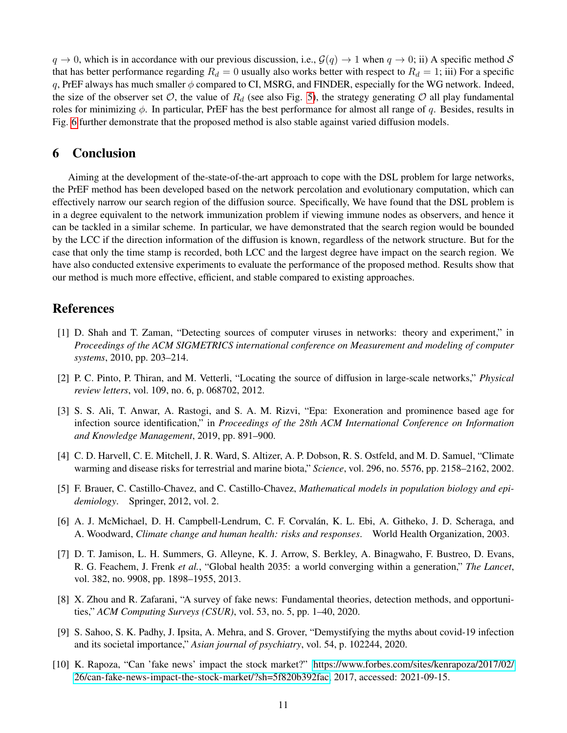$q \to 0$, which is in accordance with our previous discussion, i.e., $\mathcal{G}(q) \to 1$ when $q \to 0$; ii) A specific method $\mathcal{S}$ that has better performance regarding $R_d = 0$ usually also works better with respect to $R_d = 1$; iii) For a specific $q$, PrEF always has much smaller $\phi$ compared to CI, MSRG, and FINDER, especially for the WG network. Indeed, the size of the observer set $\mathcal{O}$, the value of $R_d$ (see also Fig. 5), the strategy generating $\mathcal{O}$ all play fundamental roles for minimizing $\phi$. In particular, PrEF has the best performance for almost all range of $q$. Besides, results in Fig. 6 further demonstrate that the proposed method is also stable against varied diffusion models.

# 6 Conclusion

Aiming at the development of the-state-of-the-art approach to cope with the DSL problem for large networks, the PrEF method has been developed based on the network percolation and evolutionary computation, which can effectively narrow our search region of the diffusion source. Specifically, We have found that the DSL problem is in a degree equivalent to the network immunization problem if viewing immune nodes as observers, and hence it can be tackled in a similar scheme. In particular, we have demonstrated that the search region would be bounded by the LCC if the direction information of the diffusion is known, regardless of the network structure. But for the case that only the time stamp is recorded, both LCC and the largest degree have impact on the search region. We have also conducted extensive experiments to evaluate the performance of the proposed method. Results show that our method is much more effective, efficient, and stable compared to existing approaches.

# References

[1] D. Shah and T. Zaman, "Detecting sources of computer viruses in networks: theory and experiment," in *Proceedings of the ACM SIGMETRICS international conference on Measurement and modeling of computer systems*, 2010, pp. 203–214.

[2] P. C. Pinto, P. Thiran, and M. Vetterli, "Locating the source of diffusion in large-scale networks," *Physical review letters*, vol. 109, no. 6, p. 068702, 2012.

[3] S. S. Ali, T. Anwar, A. Rastogi, and S. A. M. Rizvi, "Epa: Exoneration and prominence based age for infection source identification," in *Proceedings of the 28th ACM International Conference on Information and Knowledge Management*, 2019, pp. 891–900.

[4] C. D. Harvell, C. E. Mitchell, J. R. Ward, S. Altizer, A. P. Dobson, R. S. Ostfeld, and M. D. Samuel, "Climate warming and disease risks for terrestrial and marine biota," *Science*, vol. 296, no. 5576, pp. 2158–2162, 2002.

[5] F. Brauer, C. Castillo-Chavez, and C. Castillo-Chavez, *Mathematical models in population biology and epidemiology*. Springer, 2012, vol. 2.

[6] A. J. McMichael, D. H. Campbell-Lendrum, C. F. Corvalán, K. L. Ebi, A. Githeko, J. D. Scheraga, and A. Woodward, *Climate change and human health: risks and responses*. World Health Organization, 2003.

[7] D. T. Jamison, L. H. Summers, G. Alleyne, K. J. Arrow, S. Berkley, A. Binagwaho, F. Bustreo, D. Evans, R. G. Feachem, J. Frenk *et al.*, "Global health 2035: a world converging within a generation," *The Lancet*, vol. 382, no. 9908, pp. 1898–1955, 2013.

[8] X. Zhou and R. Zafarani, "A survey of fake news: Fundamental theories, detection methods, and opportunities," *ACM Computing Surveys (CSUR)*, vol. 53, no. 5, pp. 1–40, 2020.

[9] S. Sahoo, S. K. Padhy, J. Ipsita, A. Mehra, and S. Grover, "Demystifying the myths about covid-19 infection and its societal importance," *Asian journal of psychiatry*, vol. 54, p. 102244, 2020.

[10] K. Rapoza, "Can 'fake news' impact the stock market?" https://www.forbes.com/sites/kenrapoza/2017/02/26/can-fake-news-impact-the-stock-market/?sh=5f820b392fac, 2017, accessed: 2021-09-15.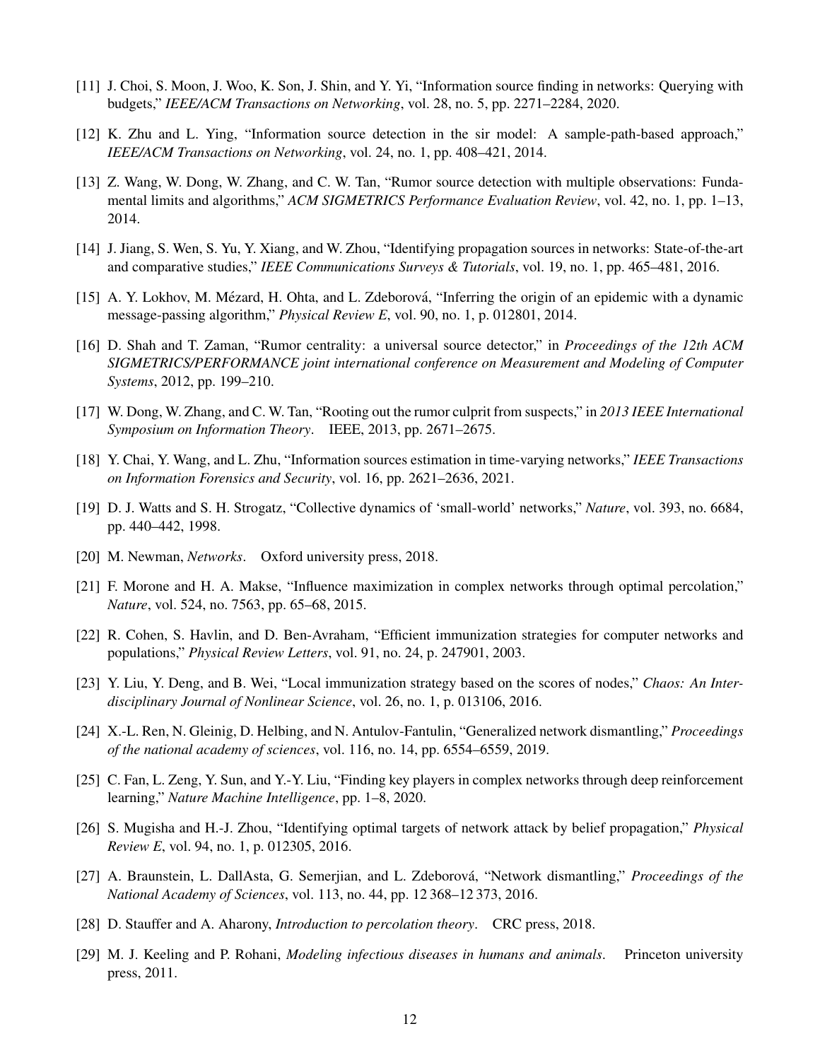[11] J. Choi, S. Moon, J. Woo, K. Son, J. Shin, and Y. Yi, "Information source finding in networks: Querying with budgets," *IEEE/ACM Transactions on Networking*, vol. 28, no. 5, pp. 2271–2284, 2020.

[12] K. Zhu and L. Ying, "Information source detection in the sir model: A sample-path-based approach," *IEEE/ACM Transactions on Networking*, vol. 24, no. 1, pp. 408–421, 2014.

[13] Z. Wang, W. Dong, W. Zhang, and C. W. Tan, "Rumor source detection with multiple observations: Fundamental limits and algorithms," *ACM SIGMETRICS Performance Evaluation Review*, vol. 42, no. 1, pp. 1–13, 2014.

[14] J. Jiang, S. Wen, S. Yu, Y. Xiang, and W. Zhou, "Identifying propagation sources in networks: State-of-the-art and comparative studies," *IEEE Communications Surveys & Tutorials*, vol. 19, no. 1, pp. 465–481, 2016.

[15] A. Y. Lokhov, M. Mézard, H. Ohta, and L. Zdeborová, "Inferring the origin of an epidemic with a dynamic message-passing algorithm," *Physical Review E*, vol. 90, no. 1, p. 012801, 2014.

[16] D. Shah and T. Zaman, "Rumor centrality: a universal source detector," in *Proceedings of the 12th ACM SIGMETRICS/PERFORMANCE joint international conference on Measurement and Modeling of Computer Systems*, 2012, pp. 199–210.

[17] W. Dong, W. Zhang, and C. W. Tan, "Rooting out the rumor culprit from suspects," in *2013 IEEE International Symposium on Information Theory*. IEEE, 2013, pp. 2671–2675.

[18] Y. Chai, Y. Wang, and L. Zhu, "Information sources estimation in time-varying networks," *IEEE Transactions on Information Forensics and Security*, vol. 16, pp. 2621–2636, 2021.

[19] D. J. Watts and S. H. Strogatz, "Collective dynamics of 'small-world' networks," *Nature*, vol. 393, no. 6684, pp. 440–442, 1998.

[20] M. Newman, *Networks*. Oxford university press, 2018.

[21] F. Morone and H. A. Makse, "Influence maximization in complex networks through optimal percolation," *Nature*, vol. 524, no. 7563, pp. 65–68, 2015.

[22] R. Cohen, S. Havlin, and D. Ben-Avraham, "Efficient immunization strategies for computer networks and populations," *Physical Review Letters*, vol. 91, no. 24, p. 247901, 2003.

[23] Y. Liu, Y. Deng, and B. Wei, "Local immunization strategy based on the scores of nodes," *Chaos: An Interdisciplinary Journal of Nonlinear Science*, vol. 26, no. 1, p. 013106, 2016.

[24] X.-L. Ren, N. Gleinig, D. Helbing, and N. Antulov-Fantulin, "Generalized network dismantling," *Proceedings of the national academy of sciences*, vol. 116, no. 14, pp. 6554–6559, 2019.

[25] C. Fan, L. Zeng, Y. Sun, and Y.-Y. Liu, "Finding key players in complex networks through deep reinforcement learning," *Nature Machine Intelligence*, pp. 1–8, 2020.

[26] S. Mugisha and H.-J. Zhou, "Identifying optimal targets of network attack by belief propagation," *Physical Review E*, vol. 94, no. 1, p. 012305, 2016.

[27] A. Braunstein, L. DallAsta, G. Semerjian, and L. Zdeborová, "Network dismantling," *Proceedings of the National Academy of Sciences*, vol. 113, no. 44, pp. 12 368–12 373, 2016.

[28] D. Stauffer and A. Aharony, *Introduction to percolation theory*. CRC press, 2018.

[29] M. J. Keeling and P. Rohani, *Modeling infectious diseases in humans and animals*. Princeton university press, 2011.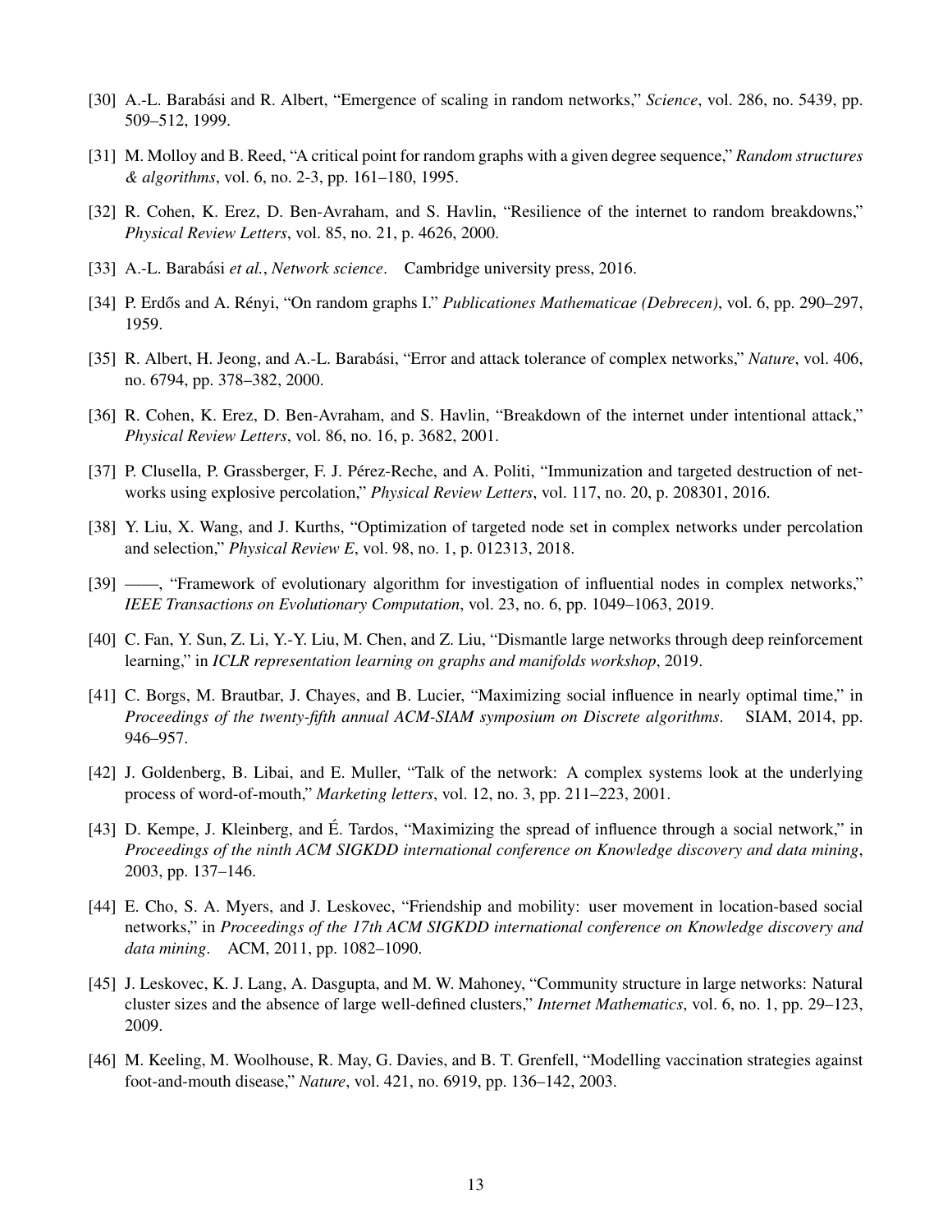[30] A.-L. Barabási and R. Albert, "Emergence of scaling in random networks," *Science*, vol. 286, no. 5439, pp. 509–512, 1999.

[31] M. Molloy and B. Reed, "A critical point for random graphs with a given degree sequence," *Random structures & algorithms*, vol. 6, no. 2-3, pp. 161–180, 1995.

[32] R. Cohen, K. Erez, D. Ben-Avraham, and S. Havlin, "Resilience of the internet to random breakdowns," *Physical Review Letters*, vol. 85, no. 21, p. 4626, 2000.

[33] A.-L. Barabási *et al.*, *Network science*. Cambridge university press, 2016.

[34] P. Erdős and A. Rényi, "On random graphs I." *Publicationes Mathematicae (Debrecen)*, vol. 6, pp. 290–297, 1959.

[35] R. Albert, H. Jeong, and A.-L. Barabási, "Error and attack tolerance of complex networks," *Nature*, vol. 406, no. 6794, pp. 378–382, 2000.

[36] R. Cohen, K. Erez, D. Ben-Avraham, and S. Havlin, "Breakdown of the internet under intentional attack," *Physical Review Letters*, vol. 86, no. 16, p. 3682, 2001.

[37] P. Clusella, P. Grassberger, F. J. Pérez-Reche, and A. Politi, "Immunization and targeted destruction of networks using explosive percolation," *Physical Review Letters*, vol. 117, no. 20, p. 208301, 2016.

[38] Y. Liu, X. Wang, and J. Kurths, "Optimization of targeted node set in complex networks under percolation and selection," *Physical Review E*, vol. 98, no. 1, p. 012313, 2018.

[39] ——, "Framework of evolutionary algorithm for investigation of influential nodes in complex networks," *IEEE Transactions on Evolutionary Computation*, vol. 23, no. 6, pp. 1049–1063, 2019.

[40] C. Fan, Y. Sun, Z. Li, Y.-Y. Liu, M. Chen, and Z. Liu, "Dismantle large networks through deep reinforcement learning," in *ICLR representation learning on graphs and manifolds workshop*, 2019.

[41] C. Borgs, M. Brautbar, J. Chayes, and B. Lucier, "Maximizing social influence in nearly optimal time," in *Proceedings of the twenty-fifth annual ACM-SIAM symposium on Discrete algorithms*. SIAM, 2014, pp. 946–957.

[42] J. Goldenberg, B. Libai, and E. Muller, "Talk of the network: A complex systems look at the underlying process of word-of-mouth," *Marketing letters*, vol. 12, no. 3, pp. 211–223, 2001.

[43] D. Kempe, J. Kleinberg, and É. Tardos, "Maximizing the spread of influence through a social network," in *Proceedings of the ninth ACM SIGKDD international conference on Knowledge discovery and data mining*, 2003, pp. 137–146.

[44] E. Cho, S. A. Myers, and J. Leskovec, "Friendship and mobility: user movement in location-based social networks," in *Proceedings of the 17th ACM SIGKDD international conference on Knowledge discovery and data mining*. ACM, 2011, pp. 1082–1090.

[45] J. Leskovec, K. J. Lang, A. Dasgupta, and M. W. Mahoney, "Community structure in large networks: Natural cluster sizes and the absence of large well-defined clusters," *Internet Mathematics*, vol. 6, no. 1, pp. 29–123, 2009.

[46] M. Keeling, M. Woolhouse, R. May, G. Davies, and B. T. Grenfell, "Modelling vaccination strategies against foot-and-mouth disease," *Nature*, vol. 421, no. 6919, pp. 136–142, 2003.